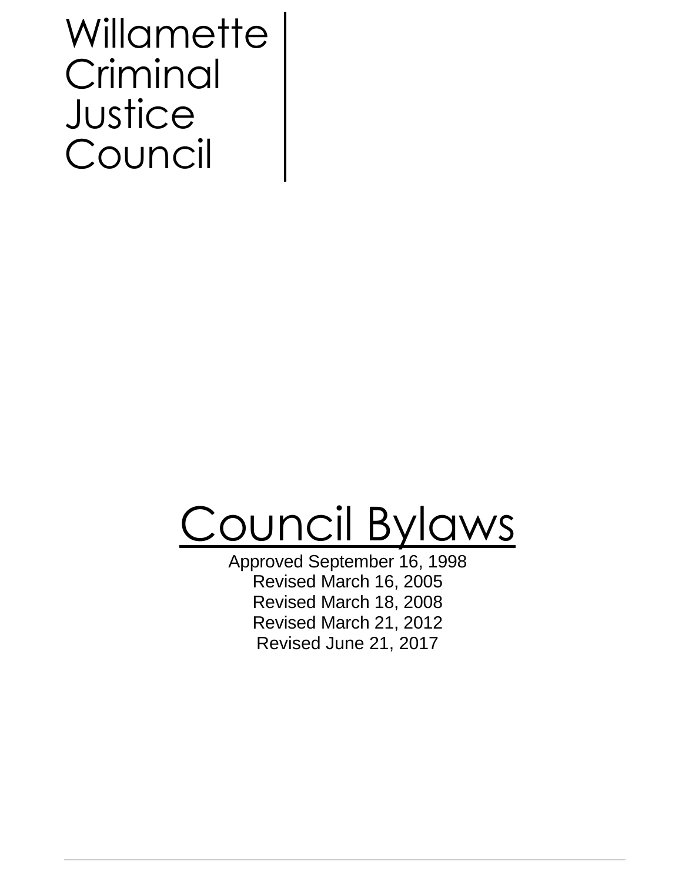Willamette
Criminal
Justice
Council

# Council Bylaws

Approved September 16, 1998
Revised March 16, 2005
Revised March 18, 2008
Revised March 21, 2012
Revised June 21, 2017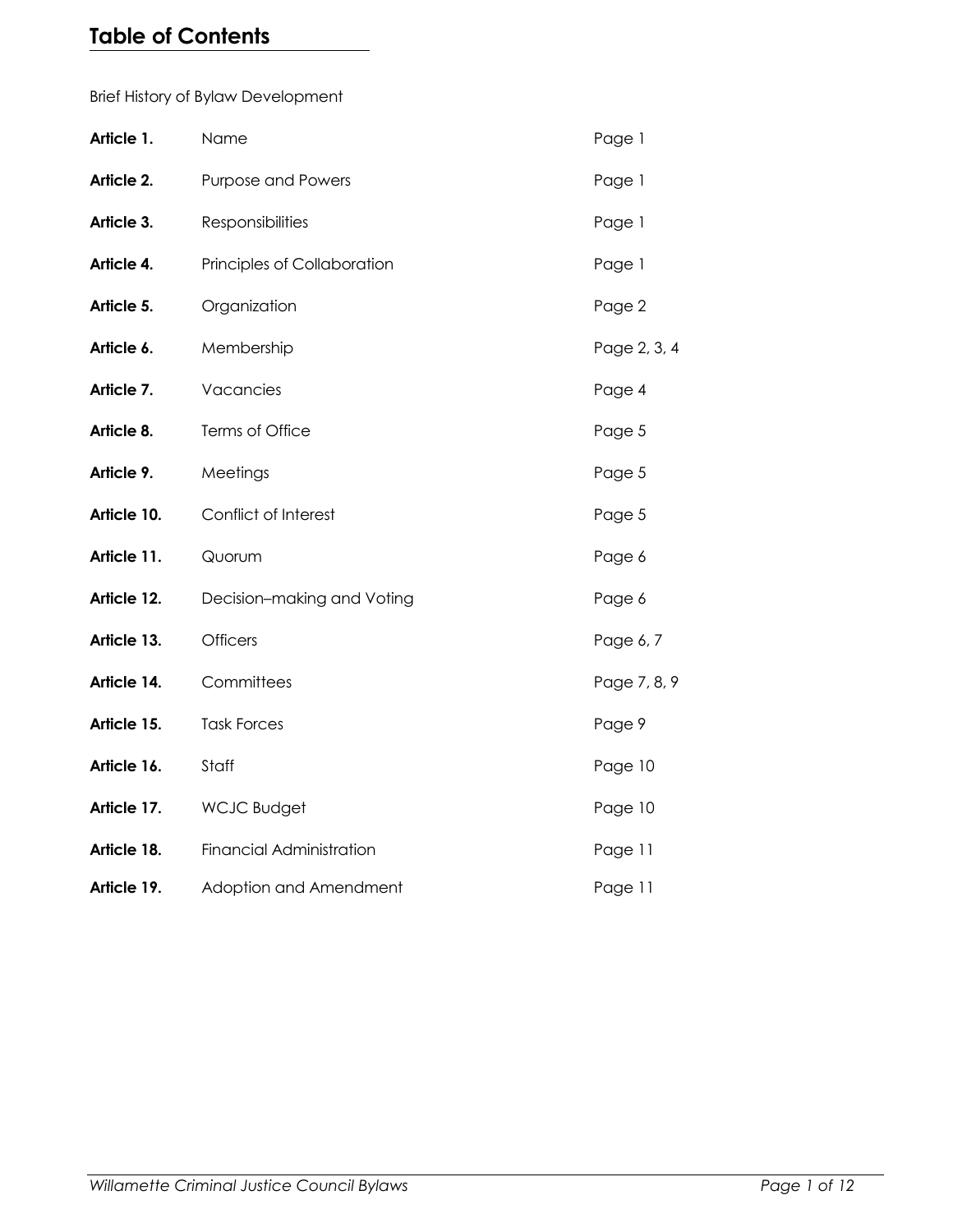# Table of Contents

Brief History of Bylaw Development

| | | |
|---|---|---|
| **Article 1.** | Name | Page 1 |
| **Article 2.** | Purpose and Powers | Page 1 |
| **Article 3.** | Responsibilities | Page 1 |
| **Article 4.** | Principles of Collaboration | Page 1 |
| **Article 5.** | Organization | Page 2 |
| **Article 6.** | Membership | Page 2, 3, 4 |
| **Article 7.** | Vacancies | Page 4 |
| **Article 8.** | Terms of Office | Page 5 |
| **Article 9.** | Meetings | Page 5 |
| **Article 10.** | Conflict of Interest | Page 5 |
| **Article 11.** | Quorum | Page 6 |
| **Article 12.** | Decision–making and Voting | Page 6 |
| **Article 13.** | Officers | Page 6, 7 |
| **Article 14.** | Committees | Page 7, 8, 9 |
| **Article 15.** | Task Forces | Page 9 |
| **Article 16.** | Staff | Page 10 |
| **Article 17.** | WCJC Budget | Page 10 |
| **Article 18.** | Financial Administration | Page 11 |
| **Article 19.** | Adoption and Amendment | Page 11 |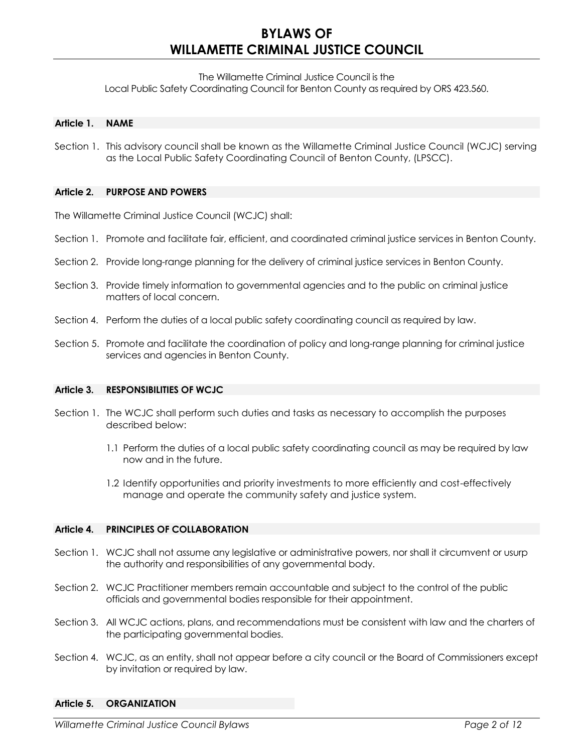# BYLAWS OF WILLAMETTE CRIMINAL JUSTICE COUNCIL

The Willamette Criminal Justice Council is the
Local Public Safety Coordinating Council for Benton County as required by ORS 423.560.

## Article 1. NAME

Section 1. This advisory council shall be known as the Willamette Criminal Justice Council (WCJC) serving as the Local Public Safety Coordinating Council of Benton County, (LPSCC).

## Article 2. PURPOSE AND POWERS

The Willamette Criminal Justice Council (WCJC) shall:

Section 1. Promote and facilitate fair, efficient, and coordinated criminal justice services in Benton County.

Section 2. Provide long-range planning for the delivery of criminal justice services in Benton County.

Section 3. Provide timely information to governmental agencies and to the public on criminal justice matters of local concern.

Section 4. Perform the duties of a local public safety coordinating council as required by law.

Section 5. Promote and facilitate the coordination of policy and long-range planning for criminal justice services and agencies in Benton County.

## Article 3. RESPONSIBILITIES OF WCJC

Section 1. The WCJC shall perform such duties and tasks as necessary to accomplish the purposes described below:

1.1 Perform the duties of a local public safety coordinating council as may be required by law now and in the future.

1.2 Identify opportunities and priority investments to more efficiently and cost-effectively manage and operate the community safety and justice system.

## Article 4. PRINCIPLES OF COLLABORATION

Section 1. WCJC shall not assume any legislative or administrative powers, nor shall it circumvent or usurp the authority and responsibilities of any governmental body.

Section 2. WCJC Practitioner members remain accountable and subject to the control of the public officials and governmental bodies responsible for their appointment.

Section 3. All WCJC actions, plans, and recommendations must be consistent with law and the charters of the participating governmental bodies.

Section 4. WCJC, as an entity, shall not appear before a city council or the Board of Commissioners except by invitation or required by law.

## Article 5. ORGANIZATION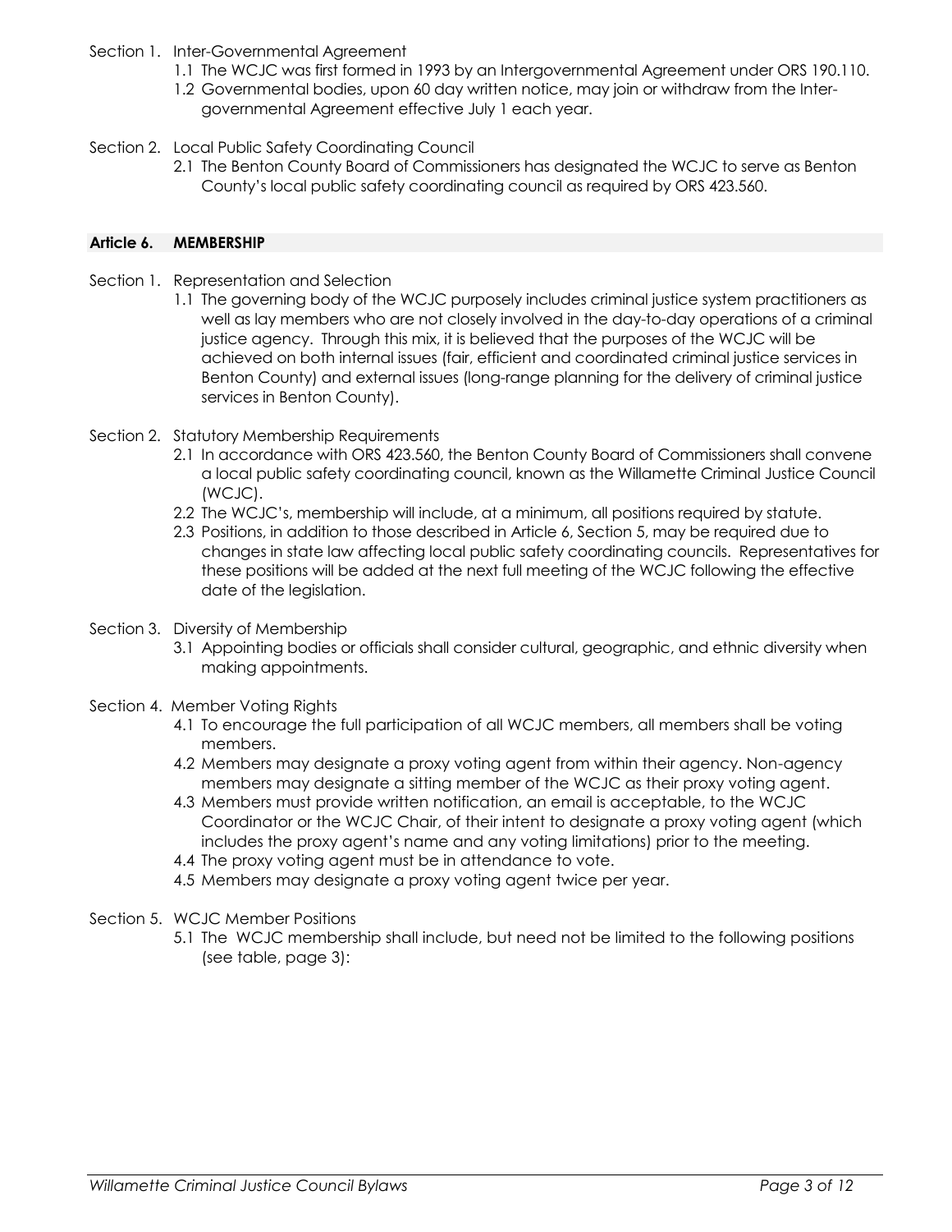Section 1. Inter-Governmental Agreement

1.1 The WCJC was first formed in 1993 by an Intergovernmental Agreement under ORS 190.110.

1.2 Governmental bodies, upon 60 day written notice, may join or withdraw from the Inter-governmental Agreement effective July 1 each year.

Section 2. Local Public Safety Coordinating Council

2.1 The Benton County Board of Commissioners has designated the WCJC to serve as Benton County's local public safety coordinating council as required by ORS 423.560.

## Article 6. MEMBERSHIP

Section 1. Representation and Selection

1.1 The governing body of the WCJC purposely includes criminal justice system practitioners as well as lay members who are not closely involved in the day-to-day operations of a criminal justice agency. Through this mix, it is believed that the purposes of the WCJC will be achieved on both internal issues (fair, efficient and coordinated criminal justice services in Benton County) and external issues (long-range planning for the delivery of criminal justice services in Benton County).

Section 2. Statutory Membership Requirements

2.1 In accordance with ORS 423.560, the Benton County Board of Commissioners shall convene a local public safety coordinating council, known as the Willamette Criminal Justice Council (WCJC).

2.2 The WCJC's, membership will include, at a minimum, all positions required by statute.

2.3 Positions, in addition to those described in Article 6, Section 5, may be required due to changes in state law affecting local public safety coordinating councils. Representatives for these positions will be added at the next full meeting of the WCJC following the effective date of the legislation.

Section 3. Diversity of Membership

3.1 Appointing bodies or officials shall consider cultural, geographic, and ethnic diversity when making appointments.

Section 4. Member Voting Rights

4.1 To encourage the full participation of all WCJC members, all members shall be voting members.

4.2 Members may designate a proxy voting agent from within their agency. Non-agency members may designate a sitting member of the WCJC as their proxy voting agent.

4.3 Members must provide written notification, an email is acceptable, to the WCJC Coordinator or the WCJC Chair, of their intent to designate a proxy voting agent (which includes the proxy agent's name and any voting limitations) prior to the meeting.

4.4 The proxy voting agent must be in attendance to vote.

4.5 Members may designate a proxy voting agent twice per year.

Section 5. WCJC Member Positions

5.1 The WCJC membership shall include, but need not be limited to the following positions (see table, page 3):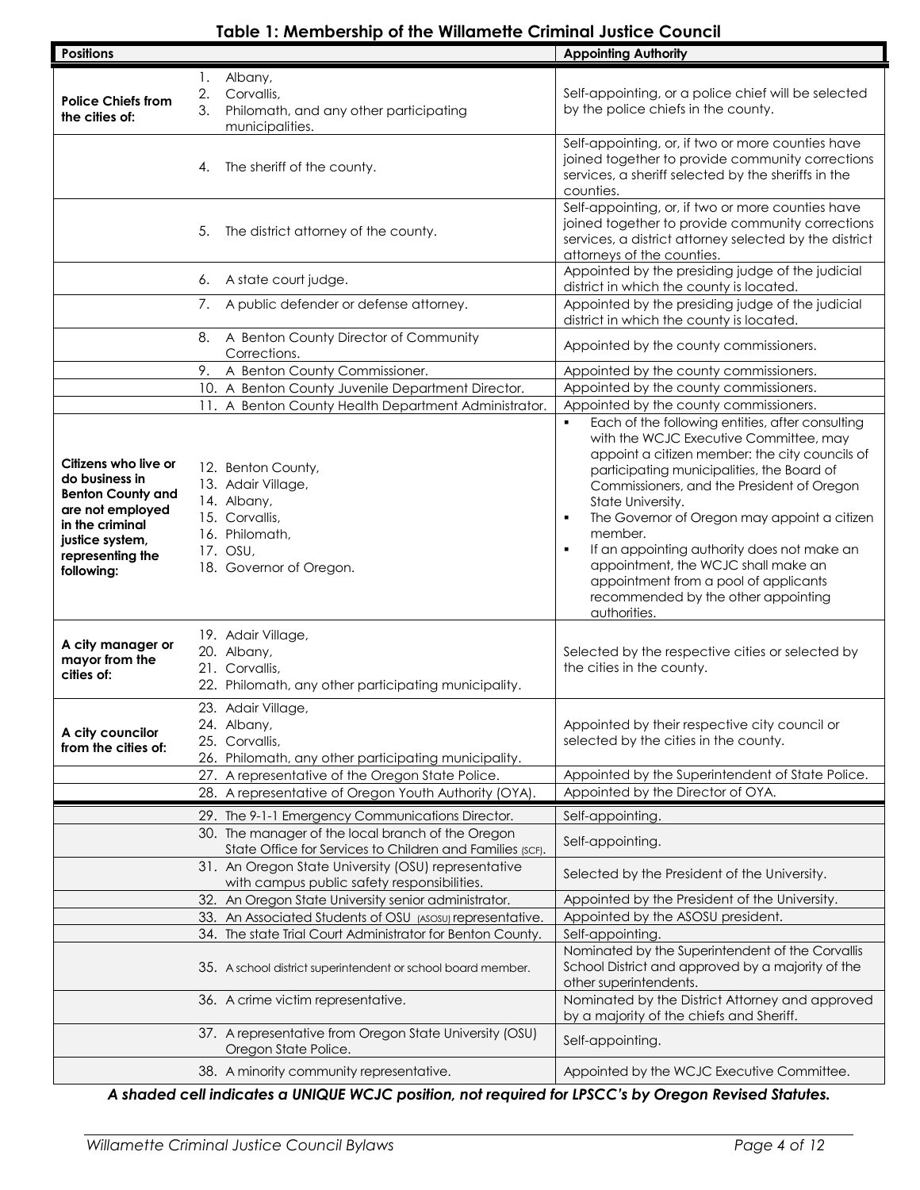**Table 1: Membership of the Willamette Criminal Justice Council**

| Positions | | Appointing Authority |
|---|---|---|
| **Police Chiefs from the cities of:** | 1. Albany,<br>2. Corvallis,<br>3. Philomath, and any other participating municipalities. | Self-appointing, or a police chief will be selected by the police chiefs in the county. |
| | 4. The sheriff of the county. | Self-appointing, or, if two or more counties have joined together to provide community corrections services, a sheriff selected by the sheriffs in the counties. |
| | 5. The district attorney of the county. | Self-appointing, or, if two or more counties have joined together to provide community corrections services, a district attorney selected by the district attorneys of the counties. |
| | 6. A state court judge. | Appointed by the presiding judge of the judicial district in which the county is located. |
| | 7. A public defender or defense attorney. | Appointed by the presiding judge of the judicial district in which the county is located. |
| | 8. A Benton County Director of Community Corrections. | Appointed by the county commissioners. |
| | 9. A Benton County Commissioner. | Appointed by the county commissioners. |
| | 10. A Benton County Juvenile Department Director. | Appointed by the county commissioners. |
| | 11. A Benton County Health Department Administrator. | Appointed by the county commissioners. |
| **Citizens who live or do business in Benton County and are not employed in the criminal justice system, representing the following:** | 12. Benton County,<br>13. Adair Village,<br>14. Albany,<br>15. Corvallis,<br>16. Philomath,<br>17. OSU,<br>18. Governor of Oregon. | ▪ Each of the following entities, after consulting with the WCJC Executive Committee, may appoint a citizen member: the city councils of participating municipalities, the Board of Commissioners, and the President of Oregon State University.<br>▪ The Governor of Oregon may appoint a citizen member.<br>▪ If an appointing authority does not make an appointment, the WCJC shall make an appointment from a pool of applicants recommended by the other appointing authorities. |
| **A city manager or mayor from the cities of:** | 19. Adair Village,<br>20. Albany,<br>21. Corvallis,<br>22. Philomath, any other participating municipality. | Selected by the respective cities or selected by the cities in the county. |
| **A city councilor from the cities of:** | 23. Adair Village,<br>24. Albany,<br>25. Corvallis,<br>26. Philomath, any other participating municipality. | Appointed by their respective city council or selected by the cities in the county. |
| | 27. A representative of the Oregon State Police. | Appointed by the Superintendent of State Police. |
| | 28. A representative of Oregon Youth Authority (OYA). | Appointed by the Director of OYA. |
| | 29. The 9-1-1 Emergency Communications Director. | Self-appointing. |
| | 30. The manager of the local branch of the Oregon State Office for Services to Children and Families (SCF). | Self-appointing. |
| | 31. An Oregon State University (OSU) representative with campus public safety responsibilities. | Selected by the President of the University. |
| | 32. An Oregon State University senior administrator. | Appointed by the President of the University. |
| | 33. An Associated Students of OSU (ASOSU) representative. | Appointed by the ASOSU president. |
| | 34. The state Trial Court Administrator for Benton County. | Self-appointing. |
| | 35. A school district superintendent or school board member. | Nominated by the Superintendent of the Corvallis School District and approved by a majority of the other superintendents. |
| | 36. A crime victim representative. | Nominated by the District Attorney and approved by a majority of the chiefs and Sheriff. |
| | 37. A representative from Oregon State University (OSU) Oregon State Police. | Self-appointing. |
| | 38. A minority community representative. | Appointed by the WCJC Executive Committee. |

***A shaded cell indicates a UNIQUE WCJC position, not required for LPSCC's by Oregon Revised Statutes.***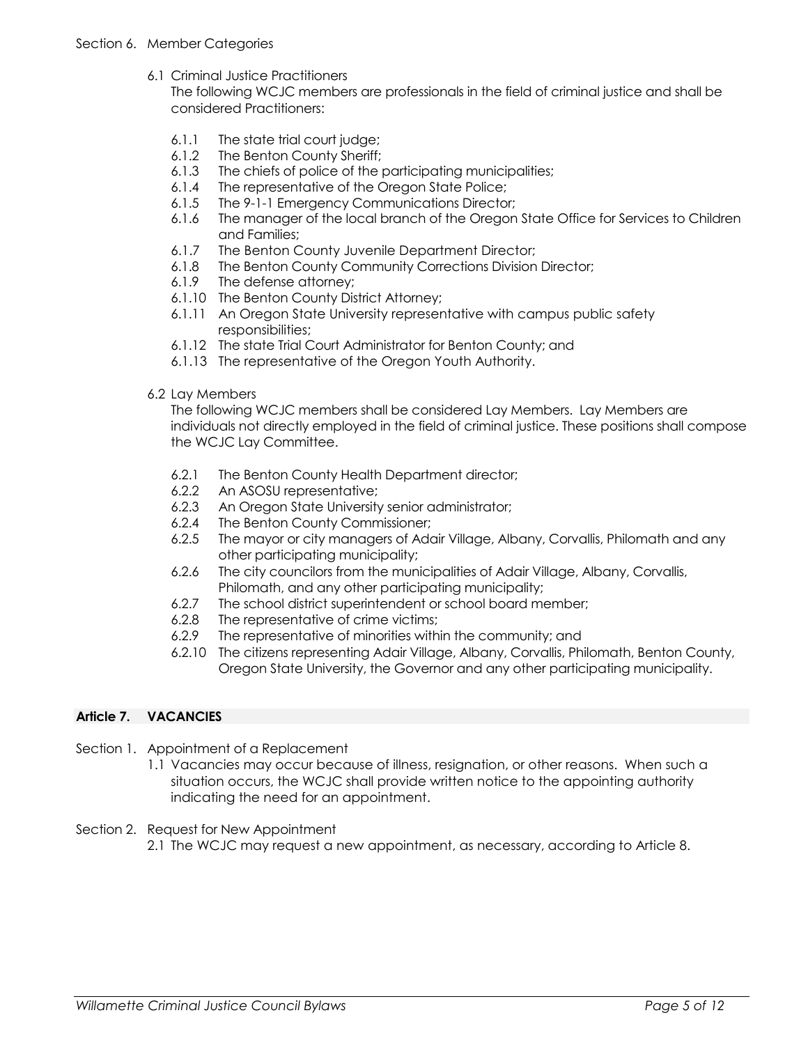Section 6. Member Categories

6.1 Criminal Justice Practitioners

The following WCJC members are professionals in the field of criminal justice and shall be considered Practitioners:

- 6.1.1 The state trial court judge;
- 6.1.2 The Benton County Sheriff;
- 6.1.3 The chiefs of police of the participating municipalities;
- 6.1.4 The representative of the Oregon State Police;
- 6.1.5 The 9-1-1 Emergency Communications Director;
- 6.1.6 The manager of the local branch of the Oregon State Office for Services to Children and Families;
- 6.1.7 The Benton County Juvenile Department Director;
- 6.1.8 The Benton County Community Corrections Division Director;
- 6.1.9 The defense attorney;
- 6.1.10 The Benton County District Attorney;
- 6.1.11 An Oregon State University representative with campus public safety responsibilities;
- 6.1.12 The state Trial Court Administrator for Benton County; and
- 6.1.13 The representative of the Oregon Youth Authority.

6.2 Lay Members

The following WCJC members shall be considered Lay Members. Lay Members are individuals not directly employed in the field of criminal justice. These positions shall compose the WCJC Lay Committee.

- 6.2.1 The Benton County Health Department director;
- 6.2.2 An ASOSU representative;
- 6.2.3 An Oregon State University senior administrator;
- 6.2.4 The Benton County Commissioner;
- 6.2.5 The mayor or city managers of Adair Village, Albany, Corvallis, Philomath and any other participating municipality;
- 6.2.6 The city councilors from the municipalities of Adair Village, Albany, Corvallis, Philomath, and any other participating municipality;
- 6.2.7 The school district superintendent or school board member;
- 6.2.8 The representative of crime victims;
- 6.2.9 The representative of minorities within the community; and
- 6.2.10 The citizens representing Adair Village, Albany, Corvallis, Philomath, Benton County, Oregon State University, the Governor and any other participating municipality.

## Article 7. VACANCIES

Section 1. Appointment of a Replacement

1.1 Vacancies may occur because of illness, resignation, or other reasons. When such a situation occurs, the WCJC shall provide written notice to the appointing authority indicating the need for an appointment.

Section 2. Request for New Appointment

2.1 The WCJC may request a new appointment, as necessary, according to Article 8.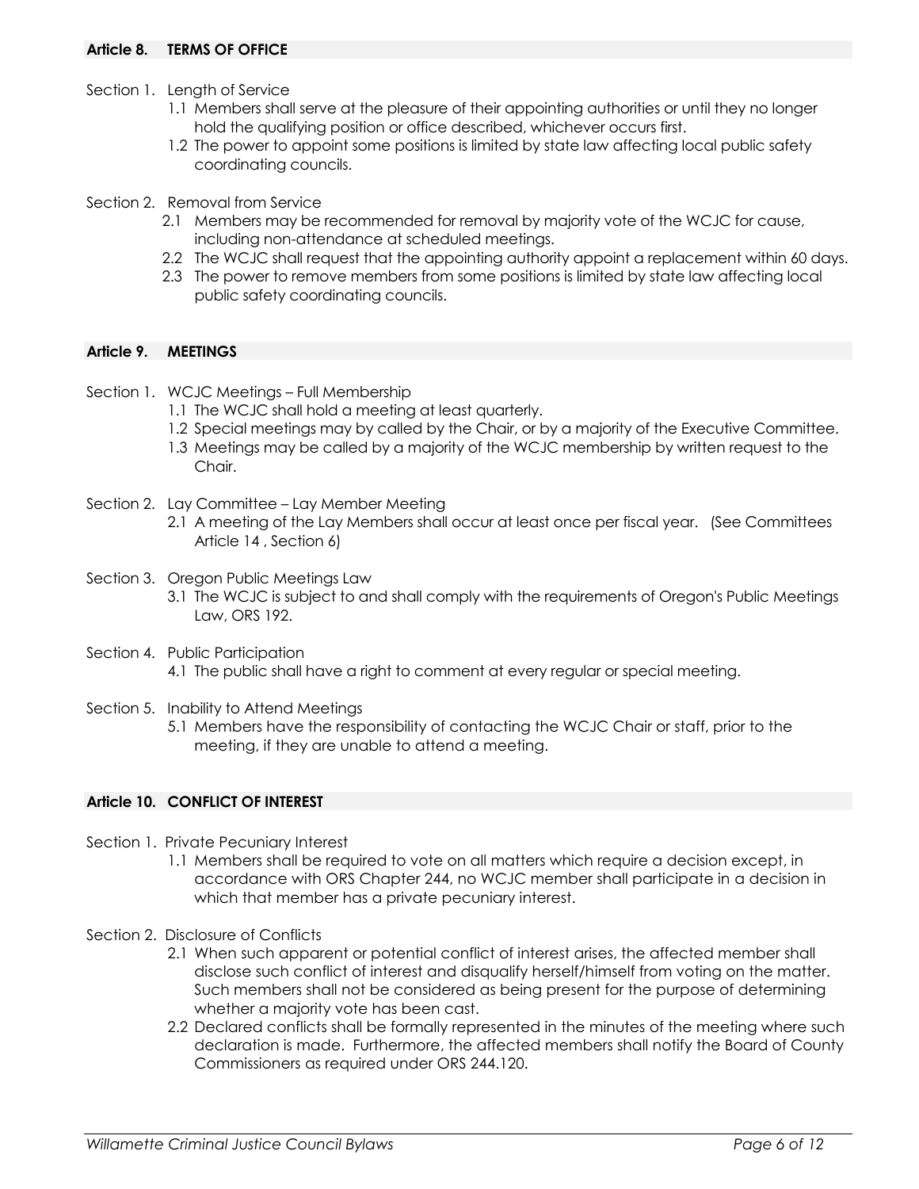## Article 8. TERMS OF OFFICE

Section 1. Length of Service

- 1.1 Members shall serve at the pleasure of their appointing authorities or until they no longer hold the qualifying position or office described, whichever occurs first.
- 1.2 The power to appoint some positions is limited by state law affecting local public safety coordinating councils.

Section 2. Removal from Service

- 2.1 Members may be recommended for removal by majority vote of the WCJC for cause, including non-attendance at scheduled meetings.
- 2.2 The WCJC shall request that the appointing authority appoint a replacement within 60 days.
- 2.3 The power to remove members from some positions is limited by state law affecting local public safety coordinating councils.

## Article 9. MEETINGS

Section 1. WCJC Meetings – Full Membership

- 1.1 The WCJC shall hold a meeting at least quarterly.
- 1.2 Special meetings may by called by the Chair, or by a majority of the Executive Committee.
- 1.3 Meetings may be called by a majority of the WCJC membership by written request to the Chair.

Section 2. Lay Committee – Lay Member Meeting

- 2.1 A meeting of the Lay Members shall occur at least once per fiscal year. (See Committees Article 14 , Section 6)

Section 3. Oregon Public Meetings Law

- 3.1 The WCJC is subject to and shall comply with the requirements of Oregon's Public Meetings Law, ORS 192.

Section 4. Public Participation

- 4.1 The public shall have a right to comment at every regular or special meeting.

Section 5. Inability to Attend Meetings

- 5.1 Members have the responsibility of contacting the WCJC Chair or staff, prior to the meeting, if they are unable to attend a meeting.

## Article 10. CONFLICT OF INTEREST

Section 1. Private Pecuniary Interest

- 1.1 Members shall be required to vote on all matters which require a decision except, in accordance with ORS Chapter 244, no WCJC member shall participate in a decision in which that member has a private pecuniary interest.

Section 2. Disclosure of Conflicts

- 2.1 When such apparent or potential conflict of interest arises, the affected member shall disclose such conflict of interest and disqualify herself/himself from voting on the matter. Such members shall not be considered as being present for the purpose of determining whether a majority vote has been cast.
- 2.2 Declared conflicts shall be formally represented in the minutes of the meeting where such declaration is made. Furthermore, the affected members shall notify the Board of County Commissioners as required under ORS 244.120.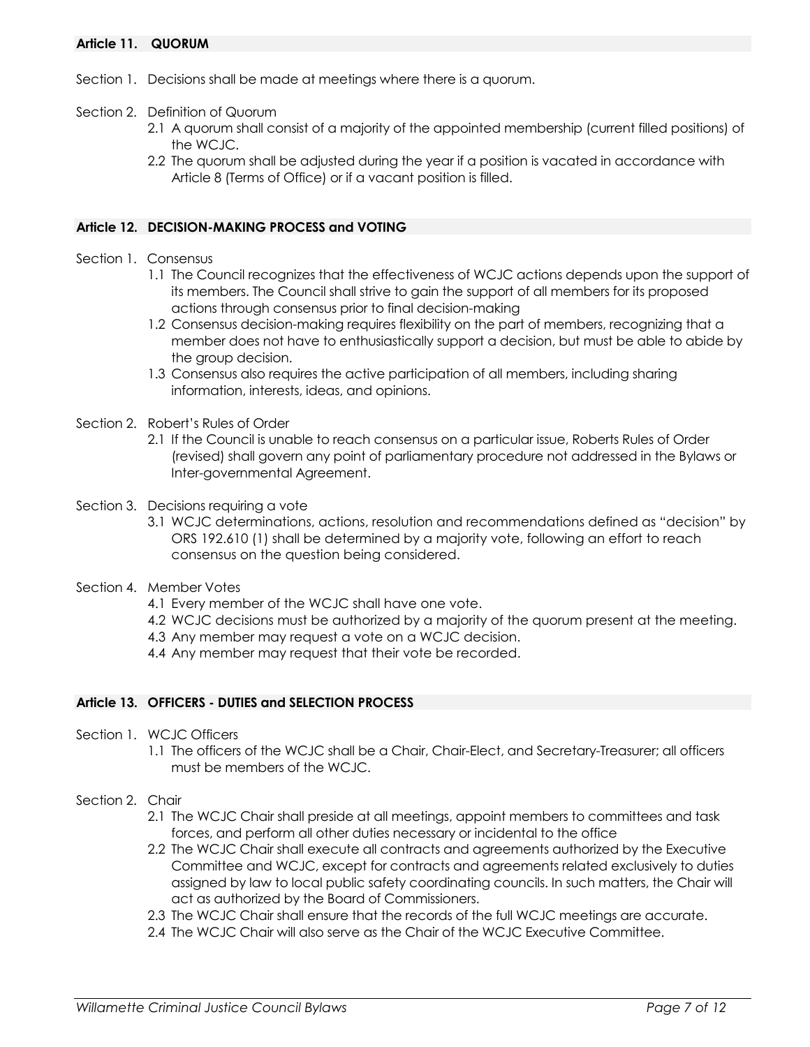## Article 11. QUORUM

Section 1. Decisions shall be made at meetings where there is a quorum.

Section 2. Definition of Quorum

2.1 A quorum shall consist of a majority of the appointed membership (current filled positions) of the WCJC.

2.2 The quorum shall be adjusted during the year if a position is vacated in accordance with Article 8 (Terms of Office) or if a vacant position is filled.

## Article 12. DECISION-MAKING PROCESS and VOTING

Section 1. Consensus

1.1 The Council recognizes that the effectiveness of WCJC actions depends upon the support of its members. The Council shall strive to gain the support of all members for its proposed actions through consensus prior to final decision-making

1.2 Consensus decision-making requires flexibility on the part of members, recognizing that a member does not have to enthusiastically support a decision, but must be able to abide by the group decision.

1.3 Consensus also requires the active participation of all members, including sharing information, interests, ideas, and opinions.

Section 2. Robert's Rules of Order

2.1 If the Council is unable to reach consensus on a particular issue, Roberts Rules of Order (revised) shall govern any point of parliamentary procedure not addressed in the Bylaws or Inter-governmental Agreement.

Section 3. Decisions requiring a vote

3.1 WCJC determinations, actions, resolution and recommendations defined as "decision" by ORS 192.610 (1) shall be determined by a majority vote, following an effort to reach consensus on the question being considered.

Section 4. Member Votes

4.1 Every member of the WCJC shall have one vote.

4.2 WCJC decisions must be authorized by a majority of the quorum present at the meeting.

4.3 Any member may request a vote on a WCJC decision.

4.4 Any member may request that their vote be recorded.

## Article 13. OFFICERS - DUTIES and SELECTION PROCESS

Section 1. WCJC Officers

1.1 The officers of the WCJC shall be a Chair, Chair-Elect, and Secretary-Treasurer; all officers must be members of the WCJC.

Section 2. Chair

2.1 The WCJC Chair shall preside at all meetings, appoint members to committees and task forces, and perform all other duties necessary or incidental to the office

2.2 The WCJC Chair shall execute all contracts and agreements authorized by the Executive Committee and WCJC, except for contracts and agreements related exclusively to duties assigned by law to local public safety coordinating councils. In such matters, the Chair will act as authorized by the Board of Commissioners.

2.3 The WCJC Chair shall ensure that the records of the full WCJC meetings are accurate.

2.4 The WCJC Chair will also serve as the Chair of the WCJC Executive Committee.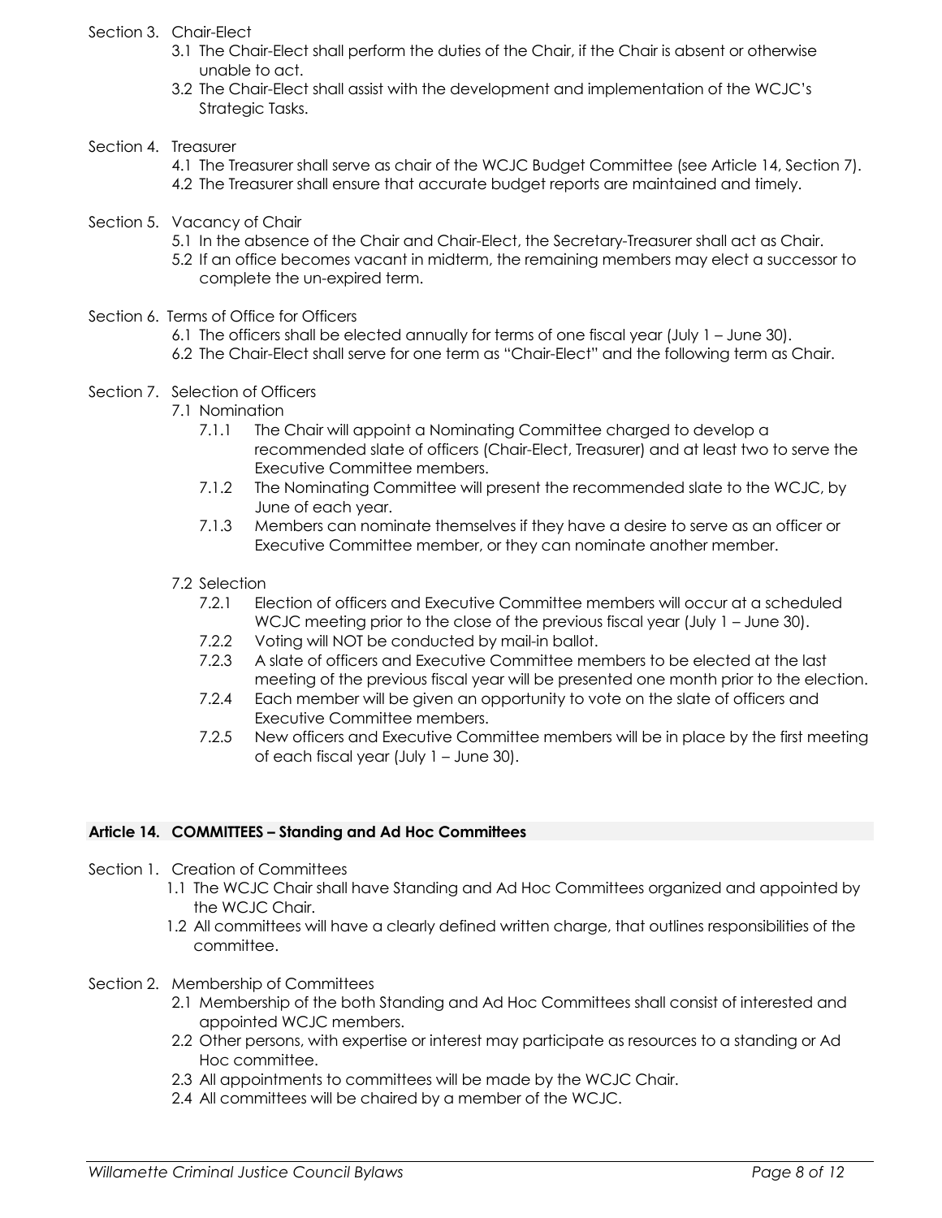Section 3. Chair-Elect

- 3.1 The Chair-Elect shall perform the duties of the Chair, if the Chair is absent or otherwise unable to act.
- 3.2 The Chair-Elect shall assist with the development and implementation of the WCJC's Strategic Tasks.

Section 4. Treasurer

- 4.1 The Treasurer shall serve as chair of the WCJC Budget Committee (see Article 14, Section 7).
- 4.2 The Treasurer shall ensure that accurate budget reports are maintained and timely.

Section 5. Vacancy of Chair

- 5.1 In the absence of the Chair and Chair-Elect, the Secretary-Treasurer shall act as Chair.
- 5.2 If an office becomes vacant in midterm, the remaining members may elect a successor to complete the un-expired term.

Section 6. Terms of Office for Officers

- 6.1 The officers shall be elected annually for terms of one fiscal year (July 1 – June 30).
- 6.2 The Chair-Elect shall serve for one term as "Chair-Elect" and the following term as Chair.

Section 7. Selection of Officers

- 7.1 Nomination
  - 7.1.1 The Chair will appoint a Nominating Committee charged to develop a recommended slate of officers (Chair-Elect, Treasurer) and at least two to serve the Executive Committee members.
  - 7.1.2 The Nominating Committee will present the recommended slate to the WCJC, by June of each year.
  - 7.1.3 Members can nominate themselves if they have a desire to serve as an officer or Executive Committee member, or they can nominate another member.
- 7.2 Selection
  - 7.2.1 Election of officers and Executive Committee members will occur at a scheduled WCJC meeting prior to the close of the previous fiscal year (July 1 – June 30).
  - 7.2.2 Voting will NOT be conducted by mail-in ballot.
  - 7.2.3 A slate of officers and Executive Committee members to be elected at the last meeting of the previous fiscal year will be presented one month prior to the election.
  - 7.2.4 Each member will be given an opportunity to vote on the slate of officers and Executive Committee members.
  - 7.2.5 New officers and Executive Committee members will be in place by the first meeting of each fiscal year (July 1 – June 30).

## Article 14. COMMITTEES – Standing and Ad Hoc Committees

Section 1. Creation of Committees

- 1.1 The WCJC Chair shall have Standing and Ad Hoc Committees organized and appointed by the WCJC Chair.
- 1.2 All committees will have a clearly defined written charge, that outlines responsibilities of the committee.

Section 2. Membership of Committees

- 2.1 Membership of the both Standing and Ad Hoc Committees shall consist of interested and appointed WCJC members.
- 2.2 Other persons, with expertise or interest may participate as resources to a standing or Ad Hoc committee.
- 2.3 All appointments to committees will be made by the WCJC Chair.
- 2.4 All committees will be chaired by a member of the WCJC.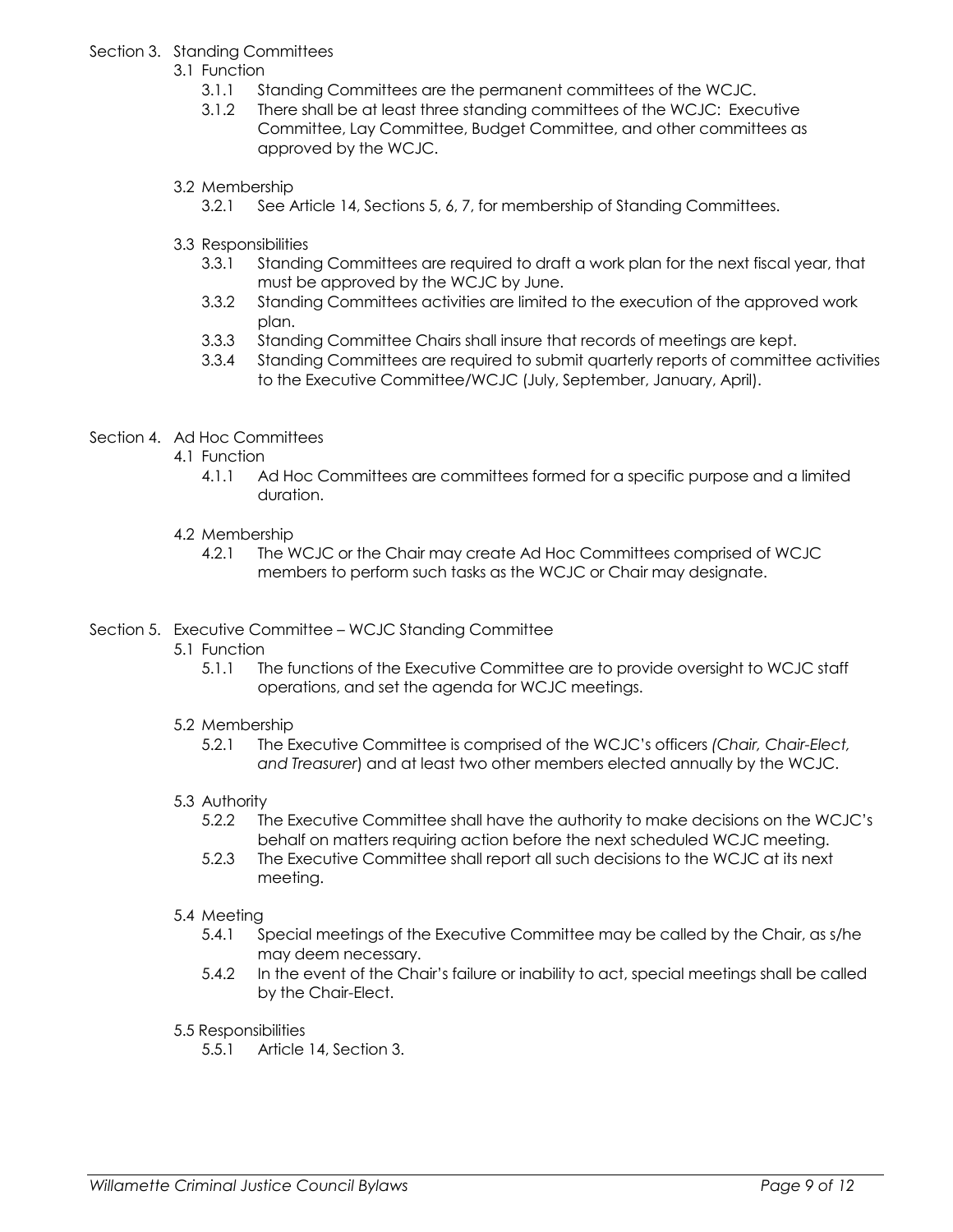## Section 3. Standing Committees

3.1 Function

- 3.1.1 Standing Committees are the permanent committees of the WCJC.
- 3.1.2 There shall be at least three standing committees of the WCJC: Executive Committee, Lay Committee, Budget Committee, and other committees as approved by the WCJC.

3.2 Membership

- 3.2.1 See Article 14, Sections 5, 6, 7, for membership of Standing Committees.

3.3 Responsibilities

- 3.3.1 Standing Committees are required to draft a work plan for the next fiscal year, that must be approved by the WCJC by June.
- 3.3.2 Standing Committees activities are limited to the execution of the approved work plan.
- 3.3.3 Standing Committee Chairs shall insure that records of meetings are kept.
- 3.3.4 Standing Committees are required to submit quarterly reports of committee activities to the Executive Committee/WCJC (July, September, January, April).

## Section 4. Ad Hoc Committees

4.1 Function

- 4.1.1 Ad Hoc Committees are committees formed for a specific purpose and a limited duration.

4.2 Membership

- 4.2.1 The WCJC or the Chair may create Ad Hoc Committees comprised of WCJC members to perform such tasks as the WCJC or Chair may designate.

## Section 5. Executive Committee – WCJC Standing Committee

5.1 Function

- 5.1.1 The functions of the Executive Committee are to provide oversight to WCJC staff operations, and set the agenda for WCJC meetings.

5.2 Membership

- 5.2.1 The Executive Committee is comprised of the WCJC's officers *(Chair, Chair-Elect, and Treasurer*) and at least two other members elected annually by the WCJC.

5.3 Authority

- 5.2.2 The Executive Committee shall have the authority to make decisions on the WCJC's behalf on matters requiring action before the next scheduled WCJC meeting.
- 5.2.3 The Executive Committee shall report all such decisions to the WCJC at its next meeting.

5.4 Meeting

- 5.4.1 Special meetings of the Executive Committee may be called by the Chair, as s/he may deem necessary.
- 5.4.2 In the event of the Chair's failure or inability to act, special meetings shall be called by the Chair-Elect.

5.5 Responsibilities

- 5.5.1 Article 14, Section 3.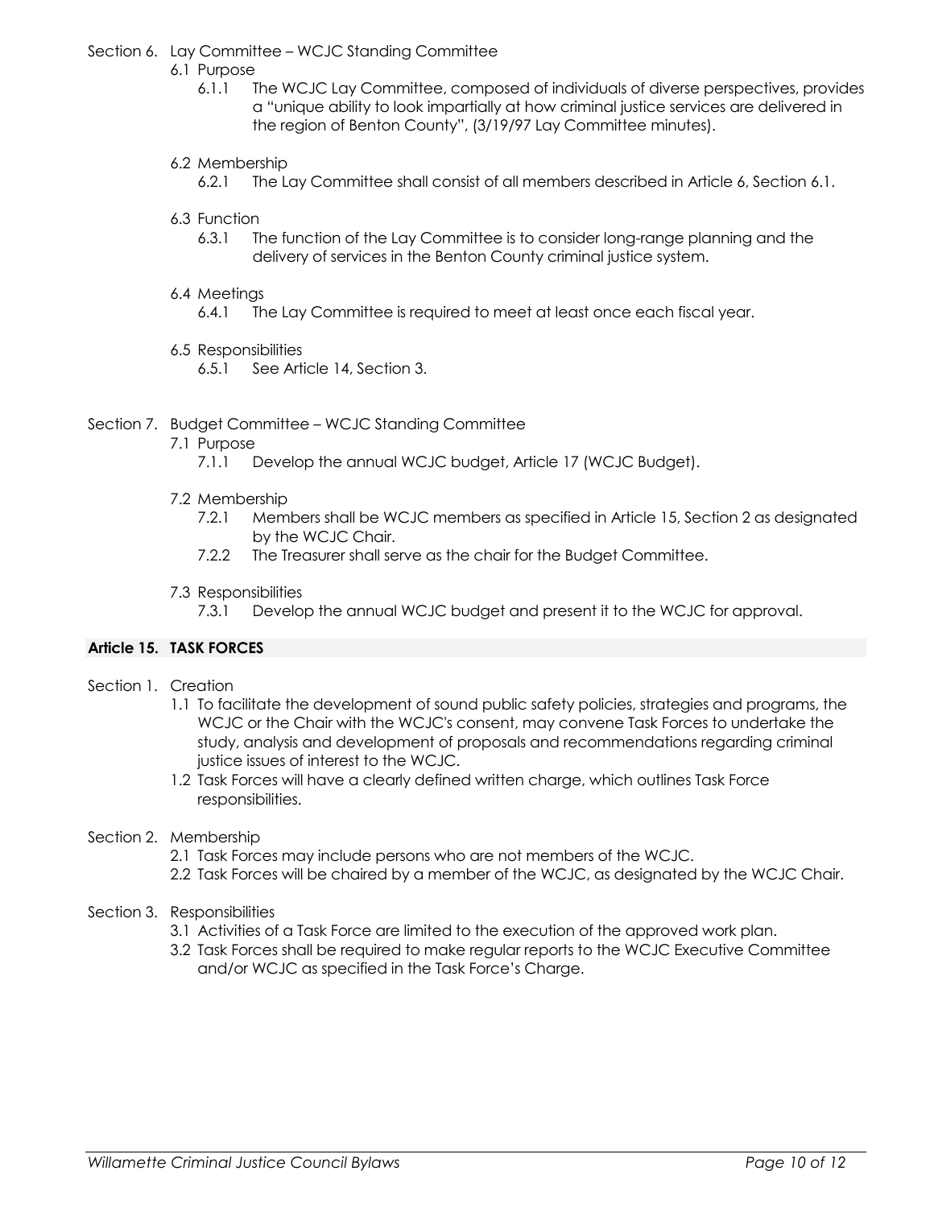Section 6. Lay Committee – WCJC Standing Committee

6.1 Purpose

6.1.1 The WCJC Lay Committee, composed of individuals of diverse perspectives, provides a "unique ability to look impartially at how criminal justice services are delivered in the region of Benton County", (3/19/97 Lay Committee minutes).

6.2 Membership

6.2.1 The Lay Committee shall consist of all members described in Article 6, Section 6.1.

6.3 Function

6.3.1 The function of the Lay Committee is to consider long-range planning and the delivery of services in the Benton County criminal justice system.

6.4 Meetings

6.4.1 The Lay Committee is required to meet at least once each fiscal year.

6.5 Responsibilities

6.5.1 See Article 14, Section 3.

Section 7. Budget Committee – WCJC Standing Committee

7.1 Purpose

7.1.1 Develop the annual WCJC budget, Article 17 (WCJC Budget).

7.2 Membership

7.2.1 Members shall be WCJC members as specified in Article 15, Section 2 as designated by the WCJC Chair.

7.2.2 The Treasurer shall serve as the chair for the Budget Committee.

7.3 Responsibilities

7.3.1 Develop the annual WCJC budget and present it to the WCJC for approval.

## Article 15. TASK FORCES

Section 1. Creation

1.1 To facilitate the development of sound public safety policies, strategies and programs, the WCJC or the Chair with the WCJC's consent, may convene Task Forces to undertake the study, analysis and development of proposals and recommendations regarding criminal justice issues of interest to the WCJC.

1.2 Task Forces will have a clearly defined written charge, which outlines Task Force responsibilities.

Section 2. Membership

2.1 Task Forces may include persons who are not members of the WCJC.

2.2 Task Forces will be chaired by a member of the WCJC, as designated by the WCJC Chair.

Section 3. Responsibilities

3.1 Activities of a Task Force are limited to the execution of the approved work plan.

3.2 Task Forces shall be required to make regular reports to the WCJC Executive Committee and/or WCJC as specified in the Task Force's Charge.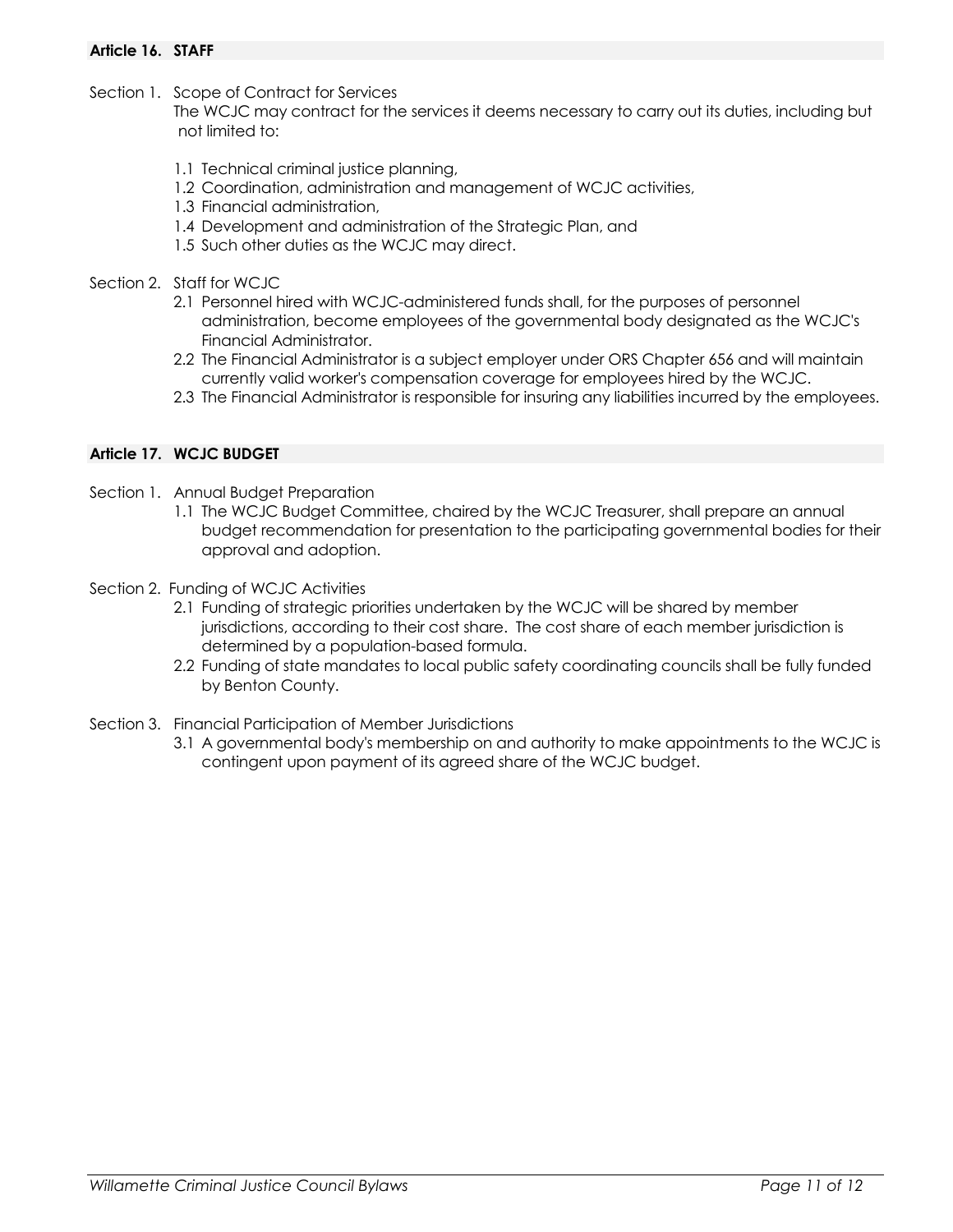## Article 16. STAFF

Section 1. Scope of Contract for Services

The WCJC may contract for the services it deems necessary to carry out its duties, including but not limited to:

1.1 Technical criminal justice planning,
1.2 Coordination, administration and management of WCJC activities,
1.3 Financial administration,
1.4 Development and administration of the Strategic Plan, and
1.5 Such other duties as the WCJC may direct.

Section 2. Staff for WCJC

2.1 Personnel hired with WCJC-administered funds shall, for the purposes of personnel administration, become employees of the governmental body designated as the WCJC's Financial Administrator.
2.2 The Financial Administrator is a subject employer under ORS Chapter 656 and will maintain currently valid worker's compensation coverage for employees hired by the WCJC.
2.3 The Financial Administrator is responsible for insuring any liabilities incurred by the employees.

## Article 17. WCJC BUDGET

Section 1. Annual Budget Preparation

1.1 The WCJC Budget Committee, chaired by the WCJC Treasurer, shall prepare an annual budget recommendation for presentation to the participating governmental bodies for their approval and adoption.

Section 2. Funding of WCJC Activities

2.1 Funding of strategic priorities undertaken by the WCJC will be shared by member jurisdictions, according to their cost share. The cost share of each member jurisdiction is determined by a population-based formula.
2.2 Funding of state mandates to local public safety coordinating councils shall be fully funded by Benton County.

Section 3. Financial Participation of Member Jurisdictions

3.1 A governmental body's membership on and authority to make appointments to the WCJC is contingent upon payment of its agreed share of the WCJC budget.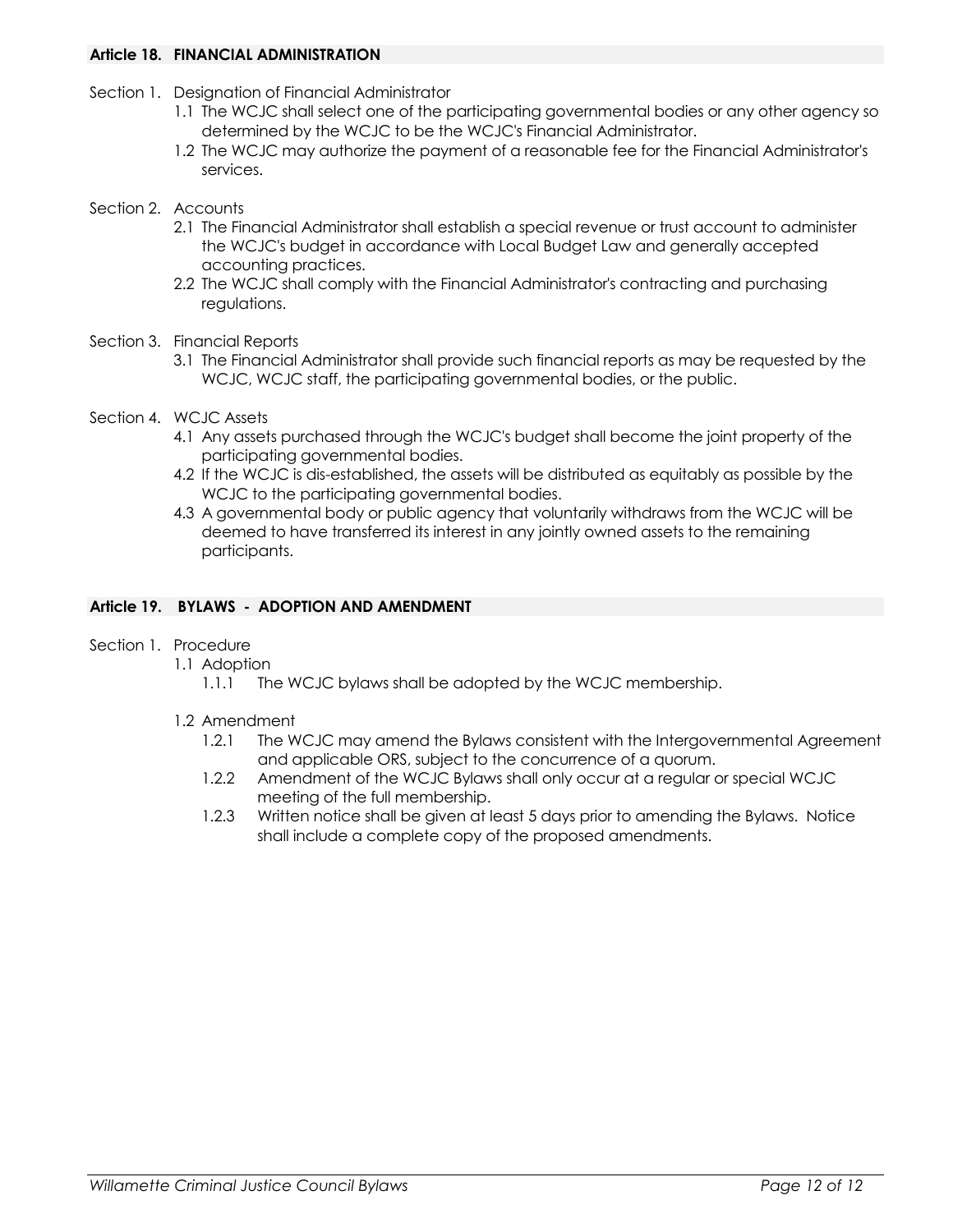## Article 18. FINANCIAL ADMINISTRATION

Section 1. Designation of Financial Administrator

1.1 The WCJC shall select one of the participating governmental bodies or any other agency so determined by the WCJC to be the WCJC's Financial Administrator.

1.2 The WCJC may authorize the payment of a reasonable fee for the Financial Administrator's services.

Section 2. Accounts

2.1 The Financial Administrator shall establish a special revenue or trust account to administer the WCJC's budget in accordance with Local Budget Law and generally accepted accounting practices.

2.2 The WCJC shall comply with the Financial Administrator's contracting and purchasing regulations.

Section 3. Financial Reports

3.1 The Financial Administrator shall provide such financial reports as may be requested by the WCJC, WCJC staff, the participating governmental bodies, or the public.

Section 4. WCJC Assets

4.1 Any assets purchased through the WCJC's budget shall become the joint property of the participating governmental bodies.

4.2 If the WCJC is dis-established, the assets will be distributed as equitably as possible by the WCJC to the participating governmental bodies.

4.3 A governmental body or public agency that voluntarily withdraws from the WCJC will be deemed to have transferred its interest in any jointly owned assets to the remaining participants.

## Article 19. BYLAWS - ADOPTION AND AMENDMENT

Section 1. Procedure

1.1 Adoption

1.1.1 The WCJC bylaws shall be adopted by the WCJC membership.

1.2 Amendment

1.2.1 The WCJC may amend the Bylaws consistent with the Intergovernmental Agreement and applicable ORS, subject to the concurrence of a quorum.

1.2.2 Amendment of the WCJC Bylaws shall only occur at a regular or special WCJC meeting of the full membership.

1.2.3 Written notice shall be given at least 5 days prior to amending the Bylaws. Notice shall include a complete copy of the proposed amendments.